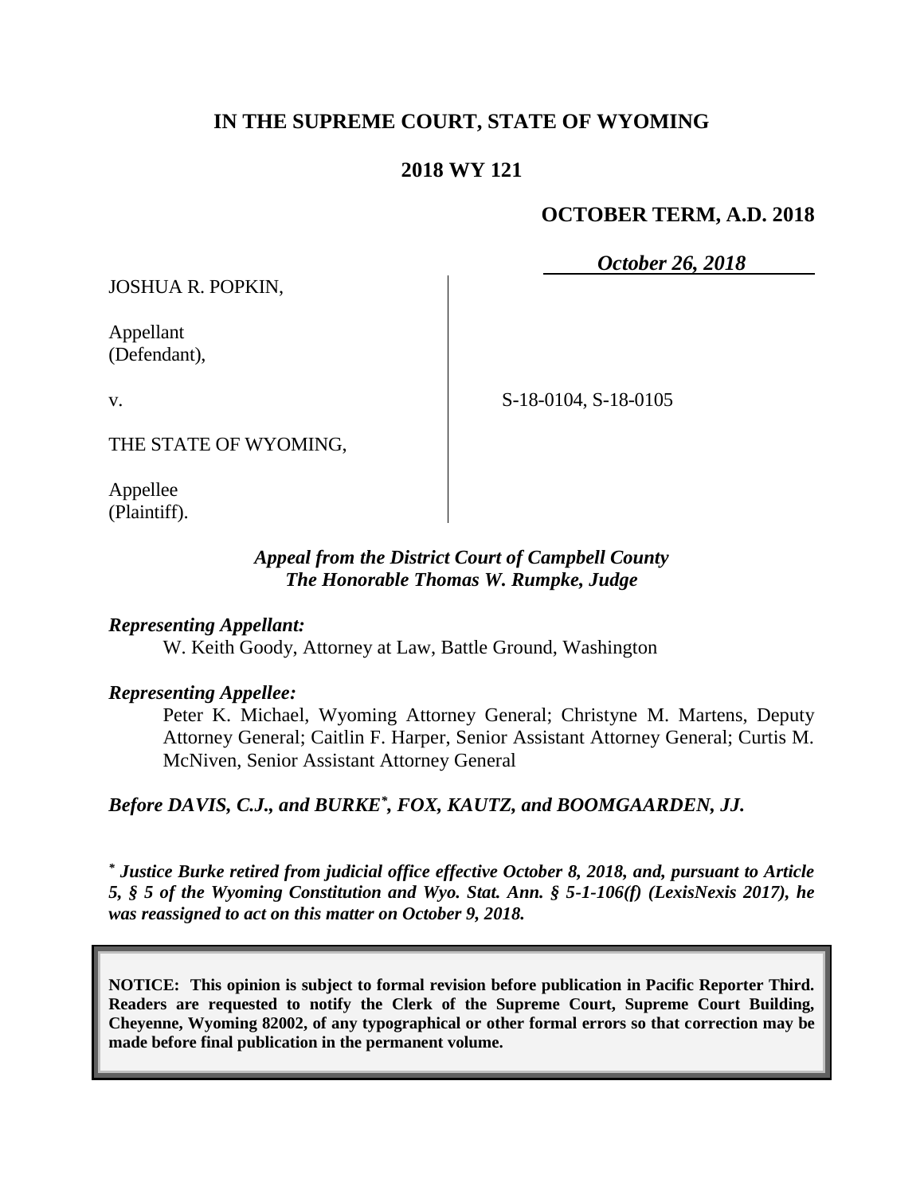**IN THE SUPREME COURT, STATE OF WYOMING**

**2018 WY 121**

**OCTOBER TERM, A.D. 2018**

***October 26, 2018***

JOSHUA R. POPKIN,

Appellant
(Defendant),

v.

S-18-0104, S-18-0105

THE STATE OF WYOMING,

Appellee
(Plaintiff).

***Appeal from the District Court of Campbell County***
***The Honorable Thomas W. Rumpke, Judge***

***Representing Appellant:***

W. Keith Goody, Attorney at Law, Battle Ground, Washington

***Representing Appellee:***

Peter K. Michael, Wyoming Attorney General; Christyne M. Martens, Deputy Attorney General; Caitlin F. Harper, Senior Assistant Attorney General; Curtis M. McNiven, Senior Assistant Attorney General

***Before DAVIS, C.J., and BURKE\*, FOX, KAUTZ, and BOOMGAARDEN, JJ.***

***\* Justice Burke retired from judicial office effective October 8, 2018, and, pursuant to Article 5, § 5 of the Wyoming Constitution and Wyo. Stat. Ann. § 5-1-106(f) (LexisNexis 2017), he was reassigned to act on this matter on October 9, 2018.***

**NOTICE: This opinion is subject to formal revision before publication in Pacific Reporter Third. Readers are requested to notify the Clerk of the Supreme Court, Supreme Court Building, Cheyenne, Wyoming 82002, of any typographical or other formal errors so that correction may be made before final publication in the permanent volume.**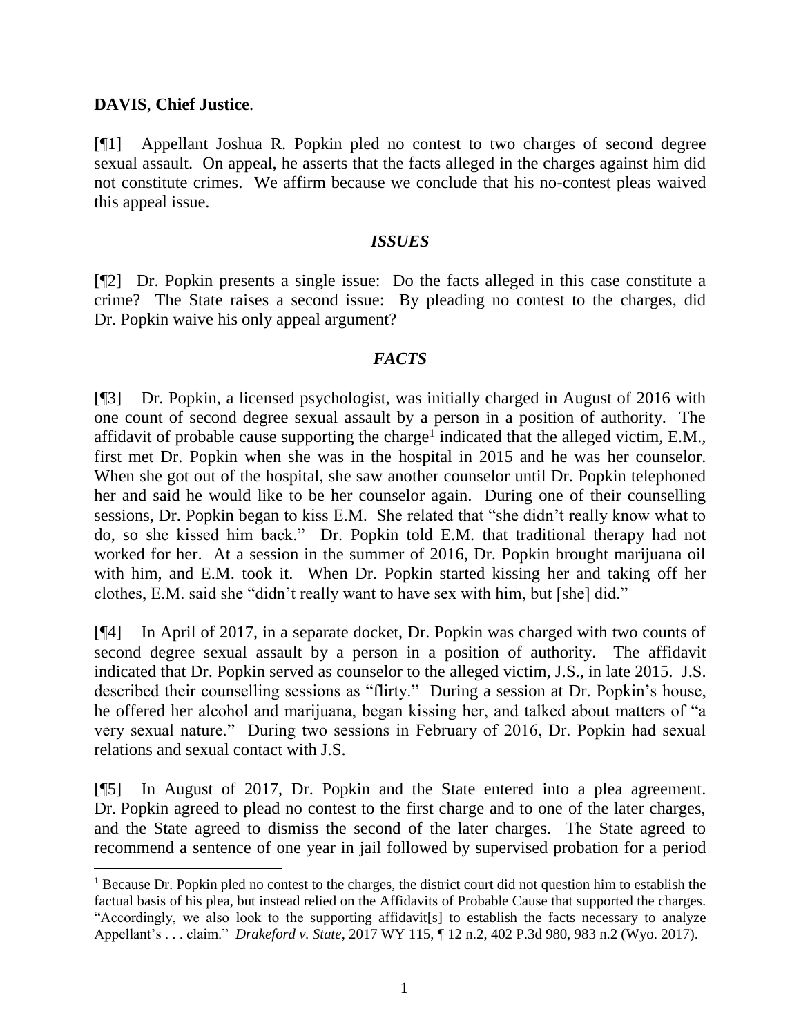**DAVIS**, **Chief Justice**.

[¶1] Appellant Joshua R. Popkin pled no contest to two charges of second degree sexual assault. On appeal, he asserts that the facts alleged in the charges against him did not constitute crimes. We affirm because we conclude that his no-contest pleas waived this appeal issue.

### *ISSUES*

[¶2] Dr. Popkin presents a single issue: Do the facts alleged in this case constitute a crime? The State raises a second issue: By pleading no contest to the charges, did Dr. Popkin waive his only appeal argument?

### *FACTS*

[¶3] Dr. Popkin, a licensed psychologist, was initially charged in August of 2016 with one count of second degree sexual assault by a person in a position of authority. The affidavit of probable cause supporting the charge[1] indicated that the alleged victim, E.M., first met Dr. Popkin when she was in the hospital in 2015 and he was her counselor. When she got out of the hospital, she saw another counselor until Dr. Popkin telephoned her and said he would like to be her counselor again. During one of their counselling sessions, Dr. Popkin began to kiss E.M. She related that "she didn't really know what to do, so she kissed him back." Dr. Popkin told E.M. that traditional therapy had not worked for her. At a session in the summer of 2016, Dr. Popkin brought marijuana oil with him, and E.M. took it. When Dr. Popkin started kissing her and taking off her clothes, E.M. said she "didn't really want to have sex with him, but [she] did."

[¶4] In April of 2017, in a separate docket, Dr. Popkin was charged with two counts of second degree sexual assault by a person in a position of authority. The affidavit indicated that Dr. Popkin served as counselor to the alleged victim, J.S., in late 2015. J.S. described their counselling sessions as "flirty." During a session at Dr. Popkin's house, he offered her alcohol and marijuana, began kissing her, and talked about matters of "a very sexual nature." During two sessions in February of 2016, Dr. Popkin had sexual relations and sexual contact with J.S.

[¶5] In August of 2017, Dr. Popkin and the State entered into a plea agreement. Dr. Popkin agreed to plead no contest to the first charge and to one of the later charges, and the State agreed to dismiss the second of the later charges. The State agreed to recommend a sentence of one year in jail followed by supervised probation for a period

---

[1] Because Dr. Popkin pled no contest to the charges, the district court did not question him to establish the factual basis of his plea, but instead relied on the Affidavits of Probable Cause that supported the charges. "Accordingly, we also look to the supporting affidavit[s] to establish the facts necessary to analyze Appellant's . . . claim." *Drakeford v. State*, 2017 WY 115, ¶ 12 n.2, 402 P.3d 980, 983 n.2 (Wyo. 2017).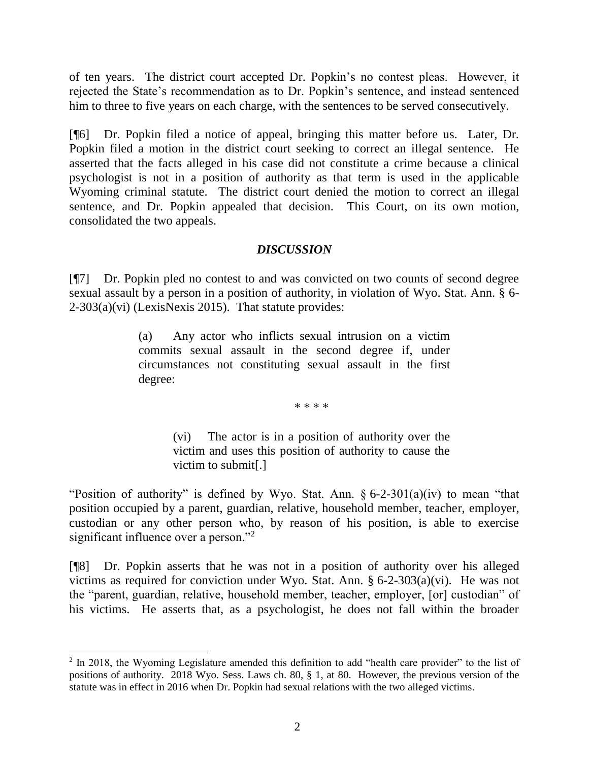of ten years. The district court accepted Dr. Popkin's no contest pleas. However, it rejected the State's recommendation as to Dr. Popkin's sentence, and instead sentenced him to three to five years on each charge, with the sentences to be served consecutively.

[¶6] Dr. Popkin filed a notice of appeal, bringing this matter before us. Later, Dr. Popkin filed a motion in the district court seeking to correct an illegal sentence. He asserted that the facts alleged in his case did not constitute a crime because a clinical psychologist is not in a position of authority as that term is used in the applicable Wyoming criminal statute. The district court denied the motion to correct an illegal sentence, and Dr. Popkin appealed that decision. This Court, on its own motion, consolidated the two appeals.

## *DISCUSSION*

[¶7] Dr. Popkin pled no contest to and was convicted on two counts of second degree sexual assault by a person in a position of authority, in violation of Wyo. Stat. Ann. § 6-2-303(a)(vi) (LexisNexis 2015). That statute provides:

> (a) Any actor who inflicts sexual intrusion on a victim commits sexual assault in the second degree if, under circumstances not constituting sexual assault in the first degree:
>
> * * * *
>
> (vi) The actor is in a position of authority over the victim and uses this position of authority to cause the victim to submit[.]

"Position of authority" is defined by Wyo. Stat. Ann. § 6-2-301(a)(iv) to mean "that position occupied by a parent, guardian, relative, household member, teacher, employer, custodian or any other person who, by reason of his position, is able to exercise significant influence over a person."[2]

[¶8] Dr. Popkin asserts that he was not in a position of authority over his alleged victims as required for conviction under Wyo. Stat. Ann. § 6-2-303(a)(vi). He was not the "parent, guardian, relative, household member, teacher, employer, [or] custodian" of his victims. He asserts that, as a psychologist, he does not fall within the broader

[2] In 2018, the Wyoming Legislature amended this definition to add "health care provider" to the list of positions of authority. 2018 Wyo. Sess. Laws ch. 80, § 1, at 80. However, the previous version of the statute was in effect in 2016 when Dr. Popkin had sexual relations with the two alleged victims.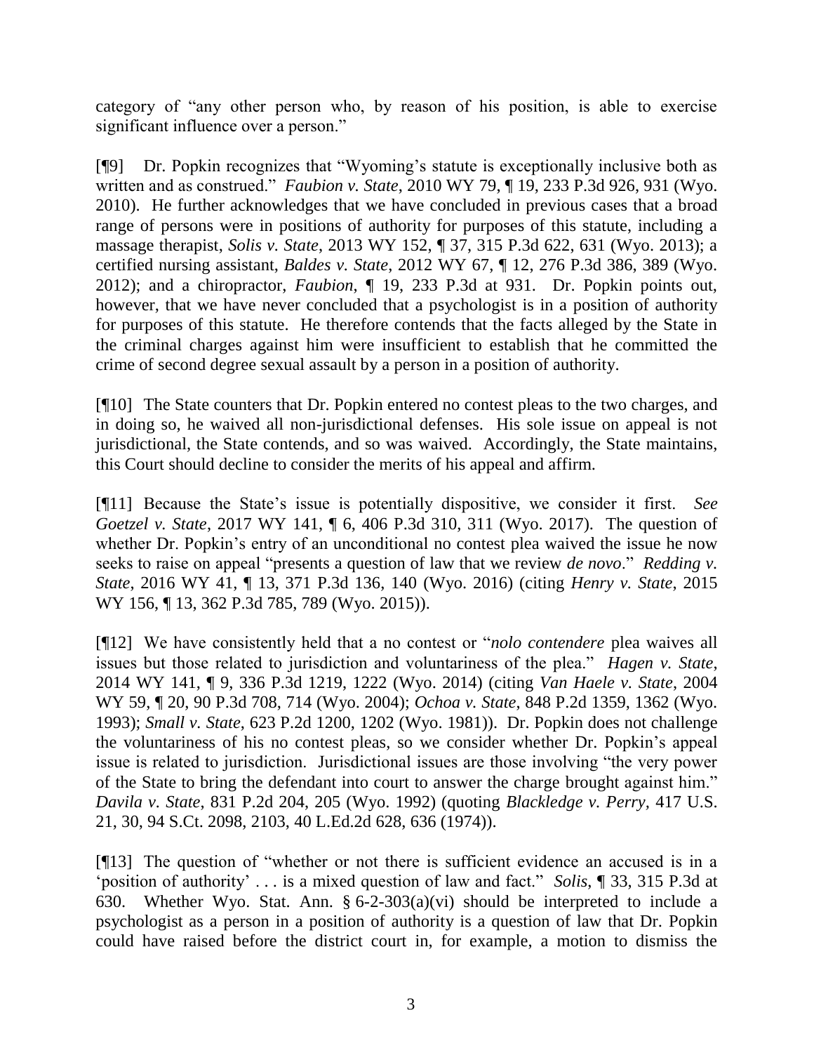category of "any other person who, by reason of his position, is able to exercise significant influence over a person."

[¶9] Dr. Popkin recognizes that "Wyoming's statute is exceptionally inclusive both as written and as construed." *Faubion v. State*, 2010 WY 79, ¶ 19, 233 P.3d 926, 931 (Wyo. 2010). He further acknowledges that we have concluded in previous cases that a broad range of persons were in positions of authority for purposes of this statute, including a massage therapist, *Solis v. State*, 2013 WY 152, ¶ 37, 315 P.3d 622, 631 (Wyo. 2013); a certified nursing assistant, *Baldes v. State*, 2012 WY 67, ¶ 12, 276 P.3d 386, 389 (Wyo. 2012); and a chiropractor, *Faubion*, ¶ 19, 233 P.3d at 931. Dr. Popkin points out, however, that we have never concluded that a psychologist is in a position of authority for purposes of this statute. He therefore contends that the facts alleged by the State in the criminal charges against him were insufficient to establish that he committed the crime of second degree sexual assault by a person in a position of authority.

[¶10] The State counters that Dr. Popkin entered no contest pleas to the two charges, and in doing so, he waived all non-jurisdictional defenses. His sole issue on appeal is not jurisdictional, the State contends, and so was waived. Accordingly, the State maintains, this Court should decline to consider the merits of his appeal and affirm.

[¶11] Because the State's issue is potentially dispositive, we consider it first. *See Goetzel v. State*, 2017 WY 141, ¶ 6, 406 P.3d 310, 311 (Wyo. 2017). The question of whether Dr. Popkin's entry of an unconditional no contest plea waived the issue he now seeks to raise on appeal "presents a question of law that we review *de novo*." *Redding v. State*, 2016 WY 41, ¶ 13, 371 P.3d 136, 140 (Wyo. 2016) (citing *Henry v. State*, 2015 WY 156, ¶ 13, 362 P.3d 785, 789 (Wyo. 2015)).

[¶12] We have consistently held that a no contest or "*nolo contendere* plea waives all issues but those related to jurisdiction and voluntariness of the plea." *Hagen v. State*, 2014 WY 141, ¶ 9, 336 P.3d 1219, 1222 (Wyo. 2014) (citing *Van Haele v. State*, 2004 WY 59, ¶ 20, 90 P.3d 708, 714 (Wyo. 2004); *Ochoa v. State*, 848 P.2d 1359, 1362 (Wyo. 1993); *Small v. State*, 623 P.2d 1200, 1202 (Wyo. 1981)). Dr. Popkin does not challenge the voluntariness of his no contest pleas, so we consider whether Dr. Popkin's appeal issue is related to jurisdiction. Jurisdictional issues are those involving "the very power of the State to bring the defendant into court to answer the charge brought against him." *Davila v. State*, 831 P.2d 204, 205 (Wyo. 1992) (quoting *Blackledge v. Perry*, 417 U.S. 21, 30, 94 S.Ct. 2098, 2103, 40 L.Ed.2d 628, 636 (1974)).

[¶13] The question of "whether or not there is sufficient evidence an accused is in a 'position of authority' . . . is a mixed question of law and fact." *Solis*, ¶ 33, 315 P.3d at 630. Whether Wyo. Stat. Ann. § 6-2-303(a)(vi) should be interpreted to include a psychologist as a person in a position of authority is a question of law that Dr. Popkin could have raised before the district court in, for example, a motion to dismiss the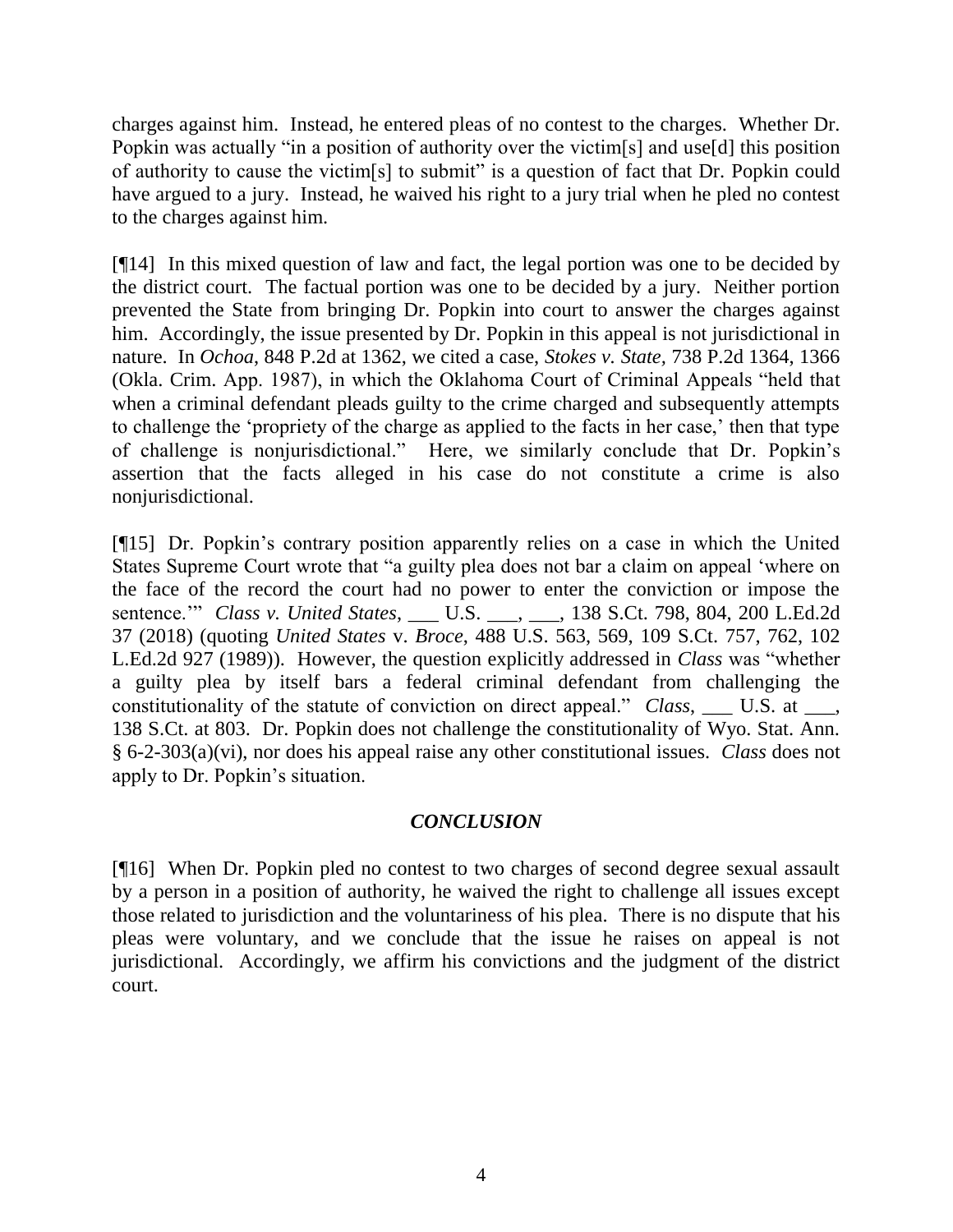charges against him. Instead, he entered pleas of no contest to the charges. Whether Dr. Popkin was actually "in a position of authority over the victim[s] and use[d] this position of authority to cause the victim[s] to submit" is a question of fact that Dr. Popkin could have argued to a jury. Instead, he waived his right to a jury trial when he pled no contest to the charges against him.

[¶14] In this mixed question of law and fact, the legal portion was one to be decided by the district court. The factual portion was one to be decided by a jury. Neither portion prevented the State from bringing Dr. Popkin into court to answer the charges against him. Accordingly, the issue presented by Dr. Popkin in this appeal is not jurisdictional in nature. In *Ochoa*, 848 P.2d at 1362, we cited a case, *Stokes v. State*, 738 P.2d 1364, 1366 (Okla. Crim. App. 1987), in which the Oklahoma Court of Criminal Appeals "held that when a criminal defendant pleads guilty to the crime charged and subsequently attempts to challenge the 'propriety of the charge as applied to the facts in her case,' then that type of challenge is nonjurisdictional." Here, we similarly conclude that Dr. Popkin's assertion that the facts alleged in his case do not constitute a crime is also nonjurisdictional.

[¶15] Dr. Popkin's contrary position apparently relies on a case in which the United States Supreme Court wrote that "a guilty plea does not bar a claim on appeal 'where on the face of the record the court had no power to enter the conviction or impose the sentence.'" *Class v. United States*, ___ U.S. ___, ___, 138 S.Ct. 798, 804, 200 L.Ed.2d 37 (2018) (quoting *United States* v. *Broce*, 488 U.S. 563, 569, 109 S.Ct. 757, 762, 102 L.Ed.2d 927 (1989)). However, the question explicitly addressed in *Class* was "whether a guilty plea by itself bars a federal criminal defendant from challenging the constitutionality of the statute of conviction on direct appeal." *Class*, ___ U.S. at ___, 138 S.Ct. at 803. Dr. Popkin does not challenge the constitutionality of Wyo. Stat. Ann. § 6-2-303(a)(vi), nor does his appeal raise any other constitutional issues. *Class* does not apply to Dr. Popkin's situation.

## *CONCLUSION*

[¶16] When Dr. Popkin pled no contest to two charges of second degree sexual assault by a person in a position of authority, he waived the right to challenge all issues except those related to jurisdiction and the voluntariness of his plea. There is no dispute that his pleas were voluntary, and we conclude that the issue he raises on appeal is not jurisdictional. Accordingly, we affirm his convictions and the judgment of the district court.